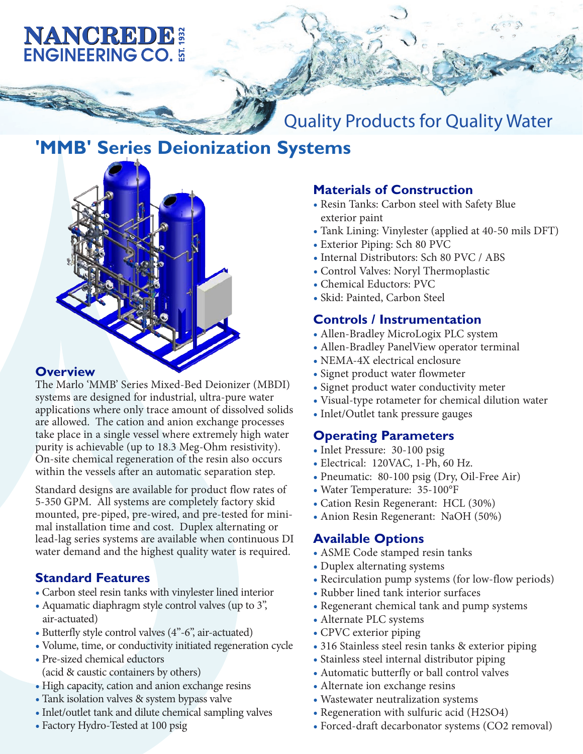# NANCREDE ENGINEERING CO. EST. 1932

Quality Products for Quality Water

## 'MMB' Series Deionization Systems

### Overview

The Marlo 'MMB' Series Mixed-Bed Deionizer (MBDI) systems are designed for industrial, ultra-pure water applications where only trace amount of dissolved solids are allowed. The cation and anion exchange processes take place in a single vessel where extremely high water purity is achievable (up to 18.3 Meg-Ohm resistivity). On-site chemical regeneration of the resin also occurs within the vessels after an automatic separation step.

Standard designs are available for product flow rates of 5-350 GPM. All systems are completely factory skid mounted, pre-piped, pre-wired, and pre-tested for minimal installation time and cost. Duplex alternating or lead-lag series systems are available when continuous DI water demand and the highest quality water is required.

### Standard Features

- Carbon steel resin tanks with vinylester lined interior
- Aquamatic diaphragm style control valves (up to 3", air-actuated)
- Butterfly style control valves (4"-6", air-actuated)
- Volume, time, or conductivity initiated regeneration cycle
- Pre-sized chemical eductors (acid & caustic containers by others)
- High capacity, cation and anion exchange resins
- Tank isolation valves & system bypass valve
- Inlet/outlet tank and dilute chemical sampling valves
- Factory Hydro-Tested at 100 psig

### Materials of Construction

- Resin Tanks: Carbon steel with Safety Blue exterior paint
- Tank Lining: Vinylester (applied at 40-50 mils DFT)
- Exterior Piping: Sch 80 PVC
- Internal Distributors: Sch 80 PVC / ABS
- Control Valves: Noryl Thermoplastic
- Chemical Eductors: PVC
- Skid: Painted, Carbon Steel

### Controls / Instrumentation

- Allen-Bradley MicroLogix PLC system
- Allen-Bradley PanelView operator terminal
- NEMA-4X electrical enclosure
- Signet product water flowmeter
- Signet product water conductivity meter
- Visual-type rotameter for chemical dilution water
- Inlet/Outlet tank pressure gauges

### Operating Parameters

- Inlet Pressure: 30-100 psig
- Electrical: 120VAC, 1-Ph, 60 Hz.
- Pneumatic: 80-100 psig (Dry, Oil-Free Air)
- Water Temperature: 35-100°F
- Cation Resin Regenerant: HCL (30%)
- Anion Resin Regenerant: NaOH (50%)

### Available Options

- ASME Code stamped resin tanks
- Duplex alternating systems
- Recirculation pump systems (for low-flow periods)
- Rubber lined tank interior surfaces
- Regenerant chemical tank and pump systems
- Alternate PLC systems
- CPVC exterior piping
- 316 Stainless steel resin tanks & exterior piping
- Stainless steel internal distributor piping
- Automatic butterfly or ball control valves
- Alternate ion exchange resins
- Wastewater neutralization systems
- Regeneration with sulfuric acid ($H_2SO_4$)
- Forced-draft decarbonator systems ($CO_2$ removal)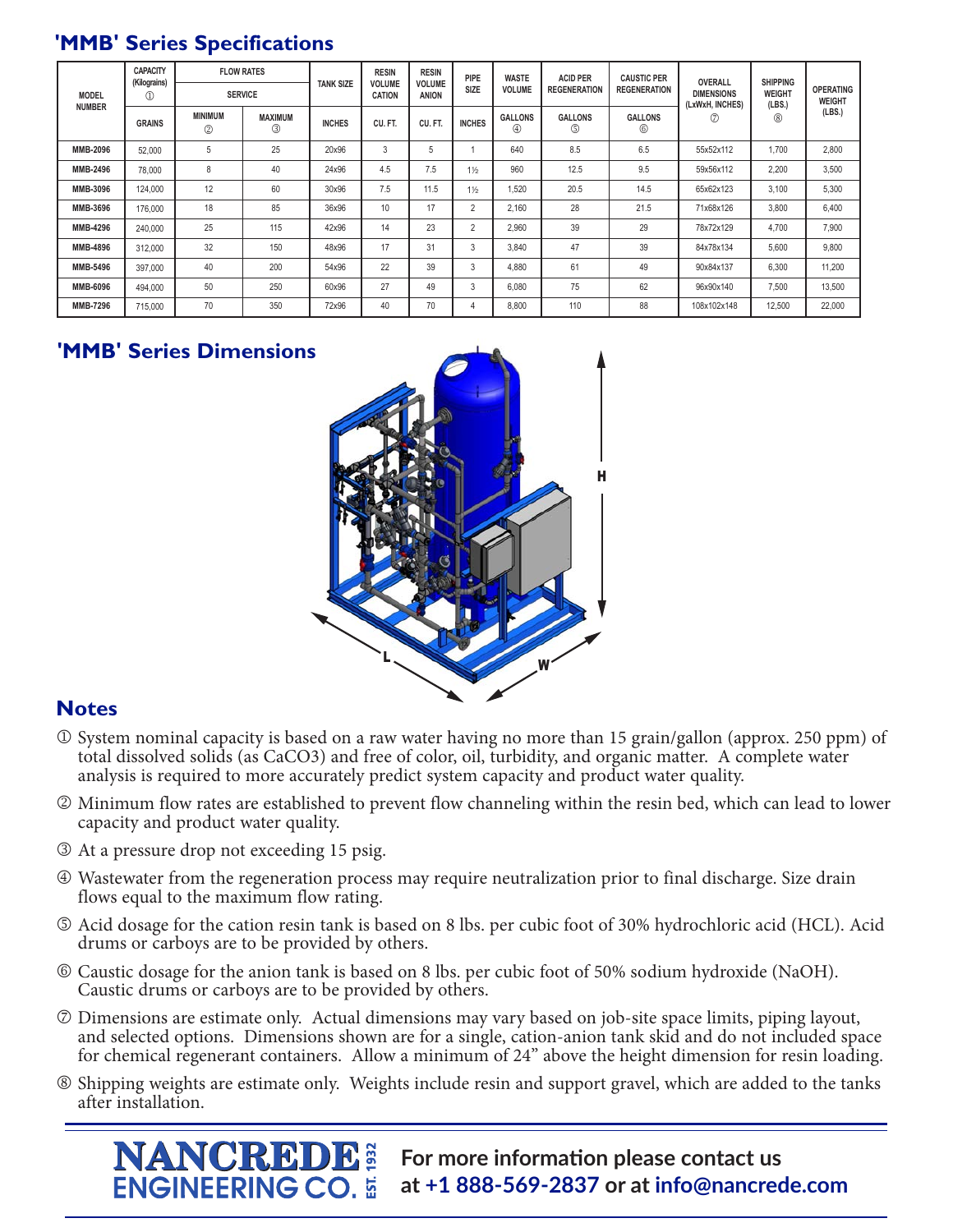## 'MMB' Series Specifications

| MODEL NUMBER | CAPACITY (Kilograins) ① | FLOW RATES | | TANK SIZE | RESIN VOLUME CATION | RESIN VOLUME ANION | PIPE SIZE | WASTE VOLUME | ACID PER REGENERATION | CAUSTIC PER REGENERATION | OVERALL DIMENSIONS (LxWxH, INCHES) ⑦ | SHIPPING WEIGHT (LBS.) ⑧ | OPERATING WEIGHT (LBS.) |
|---|---|---|---|---|---|---|---|---|---|---|---|---|---|
| | | SERVICE | | | | | | | | | | | |
| | GRAINS | MINIMUM ② | MAXIMUM ③ | INCHES | CU. FT. | CU. FT. | INCHES | GALLONS ④ | GALLONS ⑤ | GALLONS ⑥ | | | |
| MMB-2096 | 52,000 | 5 | 25 | 20x96 | 3 | 5 | 1 | 640 | 8.5 | 6.5 | 55x52x112 | 1,700 | 2,800 |
| MMB-2496 | 78,000 | 8 | 40 | 24x96 | 4.5 | 7.5 | 1½ | 960 | 12.5 | 9.5 | 59x56x112 | 2,200 | 3,500 |
| MMB-3096 | 124,000 | 12 | 60 | 30x96 | 7.5 | 11.5 | 1½ | 1,520 | 20.5 | 14.5 | 65x62x123 | 3,100 | 5,300 |
| MMB-3696 | 176,000 | 18 | 85 | 36x96 | 10 | 17 | 2 | 2,160 | 28 | 21.5 | 71x68x126 | 3,800 | 6,400 |
| MMB-4296 | 240,000 | 25 | 115 | 42x96 | 14 | 23 | 2 | 2,960 | 39 | 29 | 78x72x129 | 4,700 | 7,900 |
| MMB-4896 | 312,000 | 32 | 150 | 48x96 | 17 | 31 | 3 | 3,840 | 47 | 39 | 84x78x134 | 5,600 | 9,800 |
| MMB-5496 | 397,000 | 40 | 200 | 54x96 | 22 | 39 | 3 | 4,880 | 61 | 49 | 90x84x137 | 6,300 | 11,200 |
| MMB-6096 | 494,000 | 50 | 250 | 60x96 | 27 | 49 | 3 | 6,080 | 75 | 62 | 96x90x140 | 7,500 | 13,500 |
| MMB-7296 | 715,000 | 70 | 350 | 72x96 | 40 | 70 | 4 | 8,800 | 110 | 88 | 108x102x148 | 12,500 | 22,000 |

## 'MMB' Series Dimensions

H

L

W

## Notes

① System nominal capacity is based on a raw water having no more than 15 grain/gallon (approx. 250 ppm) of total dissolved solids (as CaCO3) and free of color, oil, turbidity, and organic matter. A complete water analysis is required to more accurately predict system capacity and product water quality.

② Minimum flow rates are established to prevent flow channeling within the resin bed, which can lead to lower capacity and product water quality.

③ At a pressure drop not exceeding 15 psig.

④ Wastewater from the regeneration process may require neutralization prior to final discharge. Size drain flows equal to the maximum flow rating.

⑤ Acid dosage for the cation resin tank is based on 8 lbs. per cubic foot of 30% hydrochloric acid (HCL). Acid drums or carboys are to be provided by others.

⑥ Caustic dosage for the anion tank is based on 8 lbs. per cubic foot of 50% sodium hydroxide (NaOH). Caustic drums or carboys are to be provided by others.

⑦ Dimensions are estimate only. Actual dimensions may vary based on job-site space limits, piping layout, and selected options. Dimensions shown are for a single, cation-anion tank skid and do not included space for chemical regenerant containers. Allow a minimum of 24" above the height dimension for resin loading.

⑧ Shipping weights are estimate only. Weights include resin and support gravel, which are added to the tanks after installation.

**NANCREDE ENGINEERING CO.** EST. 1932

**For more information please contact us at +1 888-569-2837 or at info@nancrede.com**